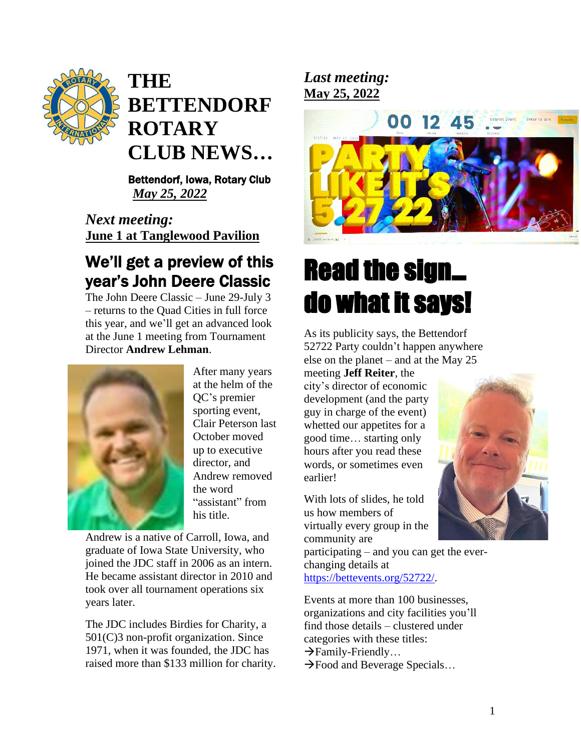# THE BETTENDORF ROTARY CLUB NEWS…

**Bettendorf, Iowa, Rotary Club**
***May 25, 2022***

***Next meeting:***
**June 1 at Tanglewood Pavilion**

## We'll get a preview of this year's John Deere Classic

The John Deere Classic – June 29-July 3 – returns to the Quad Cities in full force this year, and we'll get an advanced look at the June 1 meeting from Tournament Director **Andrew Lehman**.

After many years at the helm of the QC's premier sporting event, Clair Peterson last October moved up to executive director, and Andrew removed the word "assistant" from his title.

Andrew is a native of Carroll, Iowa, and graduate of Iowa State University, who joined the JDC staff in 2006 as an intern. He became assistant director in 2010 and took over all tournament operations six years later.

The JDC includes Birdies for Charity, a 501(C)3 non-profit organization. Since 1971, when it was founded, the JDC has raised more than $133 million for charity.

***Last meeting:***
***May 25, 2022***

# Read the sign… do what it says!

As its publicity says, the Bettendorf 52722 Party couldn't happen anywhere else on the planet – and at the May 25 meeting **Jeff Reiter**, the city's director of economic development (and the party guy in charge of the event) whetted our appetites for a good time… starting only hours after you read these words, or sometimes even earlier!

With lots of slides, he told us how members of virtually every group in the community are participating – and you can get the ever-changing details at https://bettevents.org/52722/.

Events at more than 100 businesses, organizations and city facilities you'll find those details – clustered under categories with these titles:
→Family-Friendly…
→Food and Beverage Specials…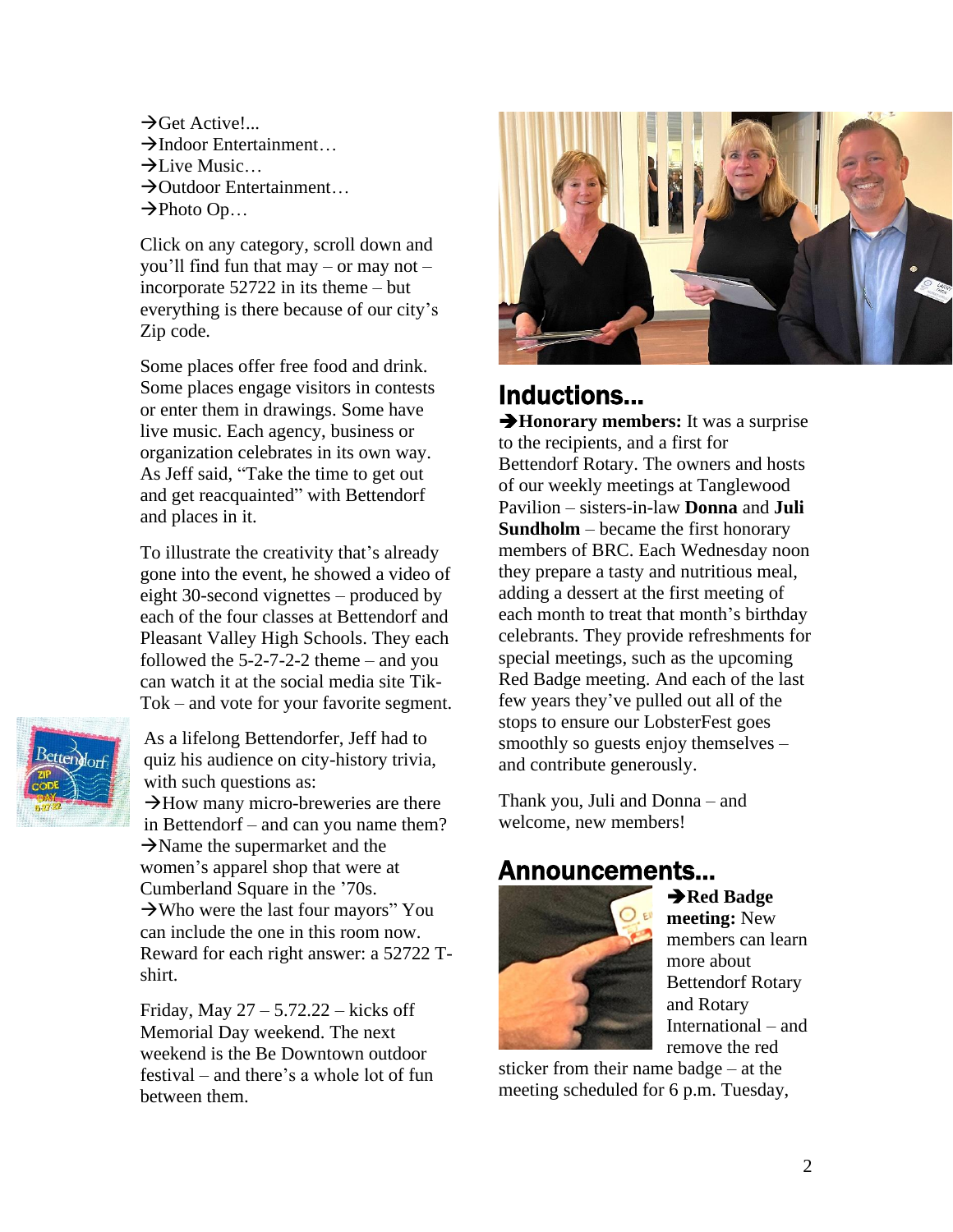→Get Active!...
→Indoor Entertainment…
→Live Music…
→Outdoor Entertainment…
→Photo Op…

Click on any category, scroll down and you'll find fun that may – or may not – incorporate 52722 in its theme – but everything is there because of our city's Zip code.

Some places offer free food and drink. Some places engage visitors in contests or enter them in drawings. Some have live music. Each agency, business or organization celebrates in its own way. As Jeff said, "Take the time to get out and get reacquainted" with Bettendorf and places in it.

To illustrate the creativity that's already gone into the event, he showed a video of eight 30-second vignettes – produced by each of the four classes at Bettendorf and Pleasant Valley High Schools. They each followed the 5-2-7-2-2 theme – and you can watch it at the social media site Tik-Tok – and vote for your favorite segment.

As a lifelong Bettendorfer, Jeff had to quiz his audience on city-history trivia, with such questions as:
→How many micro-breweries are there in Bettendorf – and can you name them?
→Name the supermarket and the women's apparel shop that were at Cumberland Square in the '70s.
→Who were the last four mayors" You can include the one in this room now. Reward for each right answer: a 52722 T-shirt.

Friday, May 27 – 5.72.22 – kicks off Memorial Day weekend. The next weekend is the Be Downtown outdoor festival – and there's a whole lot of fun between them.

## Inductions…

**→Honorary members:** It was a surprise to the recipients, and a first for Bettendorf Rotary. The owners and hosts of our weekly meetings at Tanglewood Pavilion – sisters-in-law **Donna** and **Juli Sundholm** – became the first honorary members of BRC. Each Wednesday noon they prepare a tasty and nutritious meal, adding a dessert at the first meeting of each month to treat that month's birthday celebrants. They provide refreshments for special meetings, such as the upcoming Red Badge meeting. And each of the last few years they've pulled out all of the stops to ensure our LobsterFest goes smoothly so guests enjoy themselves – and contribute generously.

Thank you, Juli and Donna – and welcome, new members!

## Announcements…

**→Red Badge meeting:** New members can learn more about Bettendorf Rotary and Rotary International – and remove the red sticker from their name badge – at the meeting scheduled for 6 p.m. Tuesday,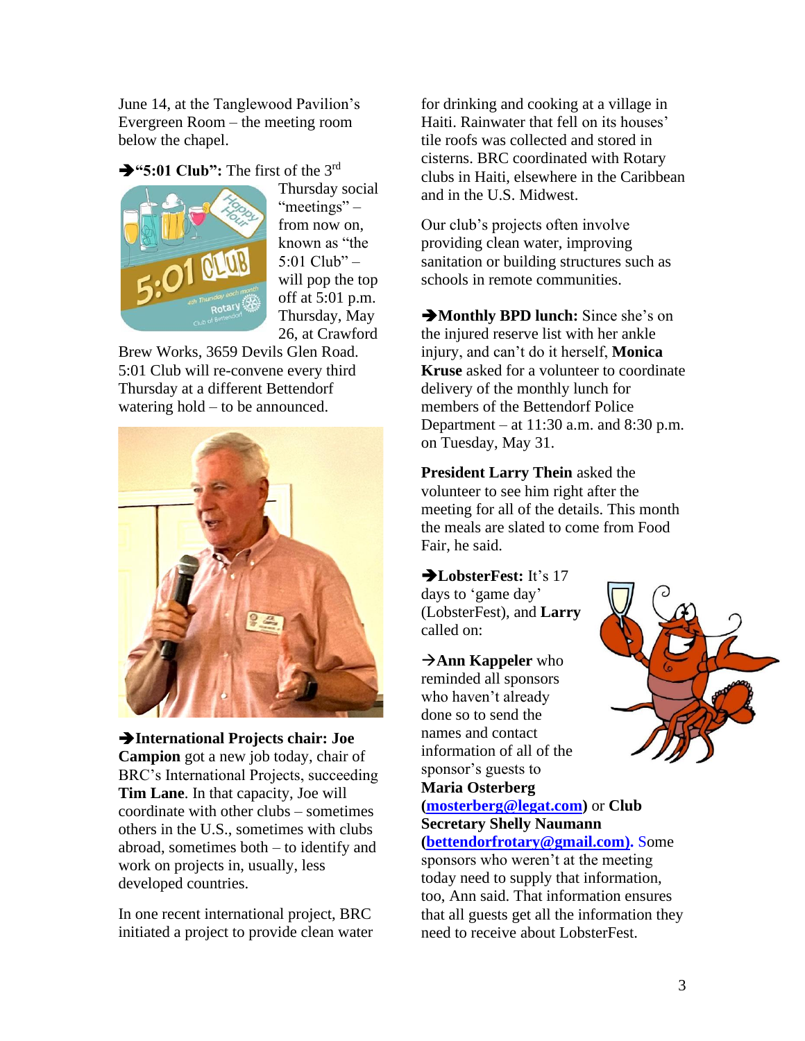June 14, at the Tanglewood Pavilion's Evergreen Room – the meeting room below the chapel.

➔**"5:01 Club":** The first of the 3rd Thursday social "meetings" – from now on, known as "the 5:01 Club" – will pop the top off at 5:01 p.m. Thursday, May 26, at Crawford Brew Works, 3659 Devils Glen Road. 5:01 Club will re-convene every third Thursday at a different Bettendorf watering hold – to be announced.

➔**International Projects chair: Joe Campion** got a new job today, chair of BRC's International Projects, succeeding **Tim Lane**. In that capacity, Joe will coordinate with other clubs – sometimes others in the U.S., sometimes with clubs abroad, sometimes both – to identify and work on projects in, usually, less developed countries.

In one recent international project, BRC initiated a project to provide clean water for drinking and cooking at a village in Haiti. Rainwater that fell on its houses' tile roofs was collected and stored in cisterns. BRC coordinated with Rotary clubs in Haiti, elsewhere in the Caribbean and in the U.S. Midwest.

Our club's projects often involve providing clean water, improving sanitation or building structures such as schools in remote communities.

➔**Monthly BPD lunch:** Since she's on the injured reserve list with her ankle injury, and can't do it herself, **Monica Kruse** asked for a volunteer to coordinate delivery of the monthly lunch for members of the Bettendorf Police Department – at 11:30 a.m. and 8:30 p.m. on Tuesday, May 31.

**President Larry Thein** asked the volunteer to see him right after the meeting for all of the details. This month the meals are slated to come from Food Fair, he said.

➔**LobsterFest:** It's 17 days to 'game day' (LobsterFest), and **Larry** called on:

→**Ann Kappeler** who reminded all sponsors who haven't already done so to send the names and contact information of all of the sponsor's guests to **Maria Osterberg ([mosterberg@legat.com](mailto:mosterberg@legat.com))** or **Club Secretary Shelly Naumann ([bettendorfrotary@gmail.com](mailto:bettendorfrotary@gmail.com)).** Some sponsors who weren't at the meeting today need to supply that information, too, Ann said. That information ensures that all guests get all the information they need to receive about LobsterFest.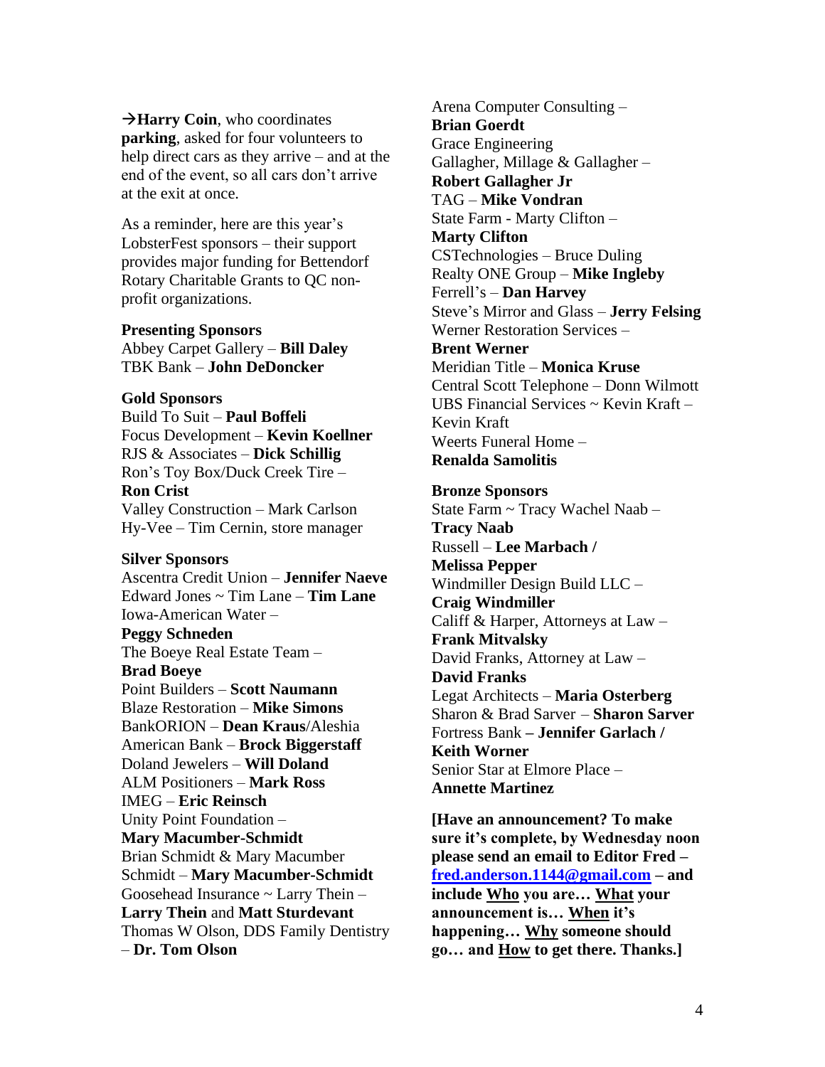→**Harry Coin**, who coordinates **parking**, asked for four volunteers to help direct cars as they arrive – and at the end of the event, so all cars don't arrive at the exit at once.

As a reminder, here are this year's LobsterFest sponsors – their support provides major funding for Bettendorf Rotary Charitable Grants to QC non-profit organizations.

**Presenting Sponsors**
Abbey Carpet Gallery – **Bill Daley**
TBK Bank – **John DeDoncker**

**Gold Sponsors**
Build To Suit – **Paul Boffeli**
Focus Development – **Kevin Koellner**
RJS & Associates – **Dick Schillig**
Ron's Toy Box/Duck Creek Tire – **Ron Crist**
Valley Construction – Mark Carlson
Hy-Vee – Tim Cernin, store manager

**Silver Sponsors**
Ascentra Credit Union – **Jennifer Naeve**
Edward Jones ~ Tim Lane – **Tim Lane**
Iowa-American Water – **Peggy Schneden**
The Boeye Real Estate Team – **Brad Boeye**
Point Builders – **Scott Naumann**
Blaze Restoration – **Mike Simons**
BankORION – **Dean Kraus**/Aleshia
American Bank – **Brock Biggerstaff**
Doland Jewelers – **Will Doland**
ALM Positioners – **Mark Ross**
IMEG – **Eric Reinsch**
Unity Point Foundation – **Mary Macumber-Schmidt**
Brian Schmidt & Mary Macumber Schmidt – **Mary Macumber-Schmidt**
Goosehead Insurance ~ Larry Thein – **Larry Thein** and **Matt Sturdevant**
Thomas W Olson, DDS Family Dentistry – **Dr. Tom Olson**
Arena Computer Consulting – **Brian Goerdt**
Grace Engineering
Gallagher, Millage & Gallagher – **Robert Gallagher Jr**
TAG – **Mike Vondran**
State Farm - Marty Clifton – **Marty Clifton**
CSTechnologies – Bruce Duling
Realty ONE Group – **Mike Ingleby**
Ferrell's – **Dan Harvey**
Steve's Mirror and Glass – **Jerry Felsing**
Werner Restoration Services – **Brent Werner**
Meridian Title – **Monica Kruse**
Central Scott Telephone – Donn Wilmott
UBS Financial Services ~ Kevin Kraft – Kevin Kraft
Weerts Funeral Home – **Renalda Samolitis**

**Bronze Sponsors**
State Farm ~ Tracy Wachel Naab – **Tracy Naab**
Russell – **Lee Marbach / Melissa Pepper**
Windmiller Design Build LLC – **Craig Windmiller**
Califf & Harper, Attorneys at Law – **Frank Mitvalsky**
David Franks, Attorney at Law – **David Franks**
Legat Architects – **Maria Osterberg**
Sharon & Brad Sarver – **Sharon Sarver**
Fortress Bank **– Jennifer Garlach / Keith Worner**
Senior Star at Elmore Place – **Annette Martinez**

**[Have an announcement? To make sure it's complete, by Wednesday noon please send an email to Editor Fred – fred.anderson.1144@gmail.com – and include Who you are… What your announcement is… When it's happening… Why someone should go… and How to get there. Thanks.]**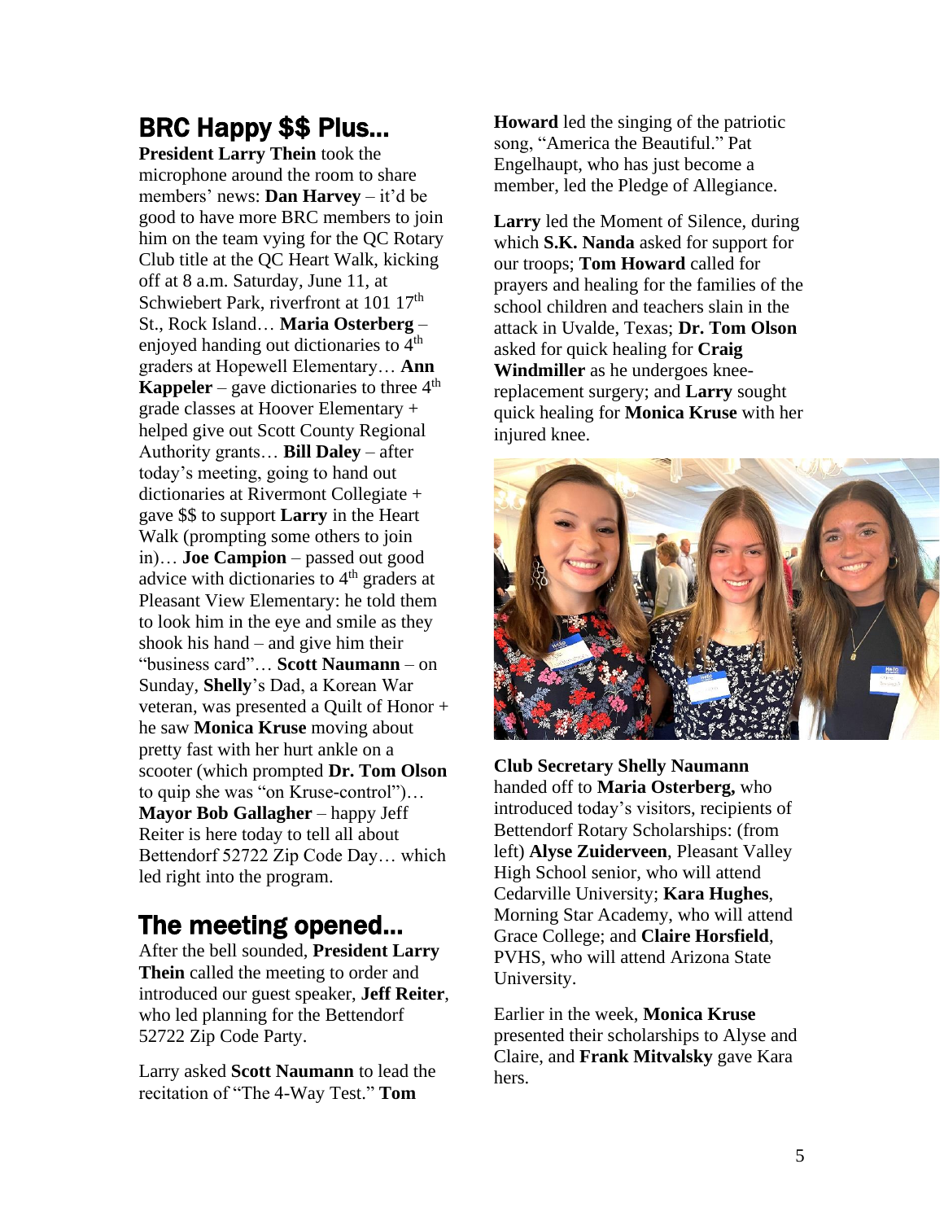## BRC Happy $$ Plus…

**President Larry Thein** took the microphone around the room to share members' news: **Dan Harvey** – it'd be good to have more BRC members to join him on the team vying for the QC Rotary Club title at the QC Heart Walk, kicking off at 8 a.m. Saturday, June 11, at Schwiebert Park, riverfront at 101 17th St., Rock Island… **Maria Osterberg** – enjoyed handing out dictionaries to 4th graders at Hopewell Elementary… **Ann Kappeler** – gave dictionaries to three 4th grade classes at Hoover Elementary + helped give out Scott County Regional Authority grants… **Bill Daley** – after today's meeting, going to hand out dictionaries at Rivermont Collegiate + gave $$ to support **Larry** in the Heart Walk (prompting some others to join in)… **Joe Campion** – passed out good advice with dictionaries to 4th graders at Pleasant View Elementary: he told them to look him in the eye and smile as they shook his hand – and give him their "business card"… **Scott Naumann** – on Sunday, **Shelly**'s Dad, a Korean War veteran, was presented a Quilt of Honor + he saw **Monica Kruse** moving about pretty fast with her hurt ankle on a scooter (which prompted **Dr. Tom Olson** to quip she was "on Kruse-control")… **Mayor Bob Gallagher** – happy Jeff Reiter is here today to tell all about Bettendorf 52722 Zip Code Day… which led right into the program.

## The meeting opened…

After the bell sounded, **President Larry Thein** called the meeting to order and introduced our guest speaker, **Jeff Reiter**, who led planning for the Bettendorf 52722 Zip Code Party.

Larry asked **Scott Naumann** to lead the recitation of "The 4-Way Test." **Tom Howard** led the singing of the patriotic song, "America the Beautiful." Pat Engelhaupt, who has just become a member, led the Pledge of Allegiance.

**Larry** led the Moment of Silence, during which **S.K. Nanda** asked for support for our troops; **Tom Howard** called for prayers and healing for the families of the school children and teachers slain in the attack in Uvalde, Texas; **Dr. Tom Olson** asked for quick healing for **Craig Windmiller** as he undergoes knee-replacement surgery; and **Larry** sought quick healing for **Monica Kruse** with her injured knee.

**Club Secretary Shelly Naumann** handed off to **Maria Osterberg,** who introduced today's visitors, recipients of Bettendorf Rotary Scholarships: (from left) **Alyse Zuiderveen**, Pleasant Valley High School senior, who will attend Cedarville University; **Kara Hughes**, Morning Star Academy, who will attend Grace College; and **Claire Horsfield**, PVHS, who will attend Arizona State University.

Earlier in the week, **Monica Kruse** presented their scholarships to Alyse and Claire, and **Frank Mitvalsky** gave Kara hers.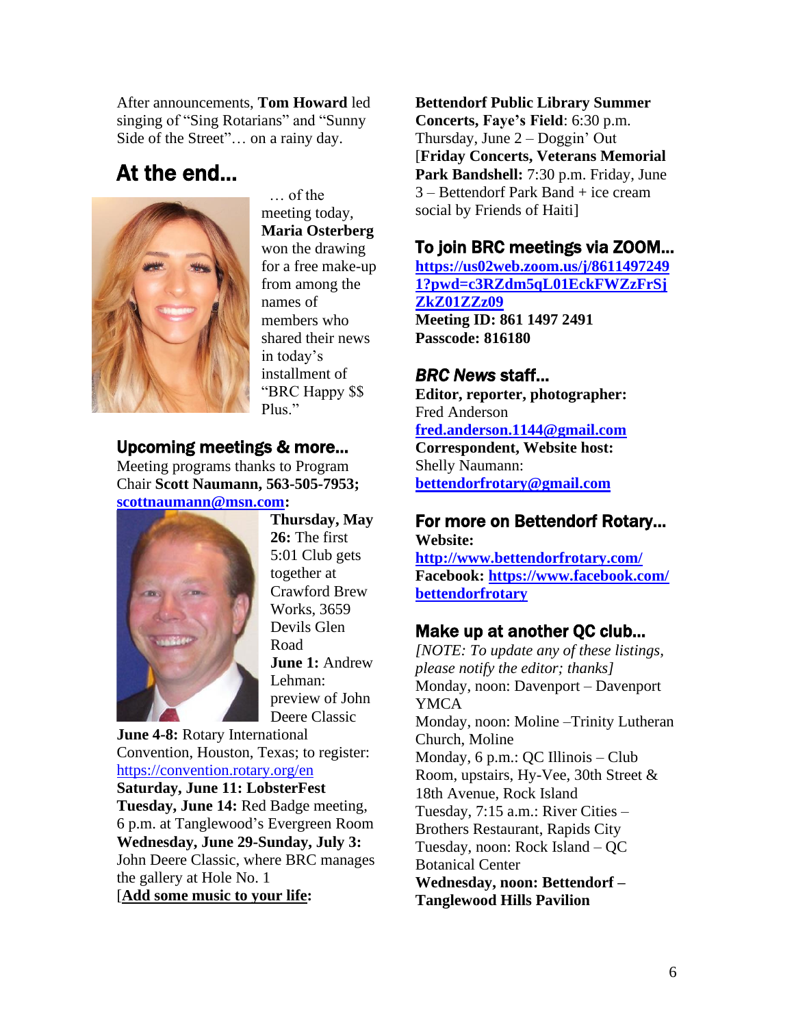After announcements, **Tom Howard** led singing of "Sing Rotarians" and "Sunny Side of the Street"… on a rainy day.

## At the end…

… of the meeting today, **Maria Osterberg** won the drawing for a free make-up from among the names of members who shared their news in today's installment of "BRC Happy $$ Plus."

## Upcoming meetings & more…

Meeting programs thanks to Program Chair **Scott Naumann, 563-505-7953; scottnaumann@msn.com:**

**Thursday, May 26:** The first 5:01 Club gets together at Crawford Brew Works, 3659 Devils Glen Road

**June 1:** Andrew Lehman: preview of John Deere Classic

**June 4-8:** Rotary International Convention, Houston, Texas; to register: https://convention.rotary.org/en

**Saturday, June 11: LobsterFest**

**Tuesday, June 14:** Red Badge meeting, 6 p.m. at Tanglewood's Evergreen Room

**Wednesday, June 29-Sunday, July 3:** John Deere Classic, where BRC manages the gallery at Hole No. 1

[**Add some music to your life:**

**Bettendorf Public Library Summer Concerts, Faye's Field**: 6:30 p.m. Thursday, June 2 – Doggin' Out

[**Friday Concerts, Veterans Memorial Park Bandshell:** 7:30 p.m. Friday, June 3 – Bettendorf Park Band + ice cream social by Friends of Haiti]

## To join BRC meetings via ZOOM…

**https://us02web.zoom.us/j/86114972491?pwd=c3RZdm5qL01EckFWZzFrSjZkZ01ZZz09**

**Meeting ID: 861 1497 2491**

**Passcode: 816180**

## *BRC News* staff…

**Editor, reporter, photographer:** Fred Anderson **fred.anderson.1144@gmail.com**

**Correspondent, Website host:** Shelly Naumann: **bettendorfrotary@gmail.com**

## For more on Bettendorf Rotary…

**Website:** **http://www.bettendorfrotary.com/**

**Facebook: https://www.facebook.com/bettendorfrotary**

## Make up at another QC club…

*[NOTE: To update any of these listings, please notify the editor; thanks]*

Monday, noon: Davenport – Davenport YMCA

Monday, noon: Moline –Trinity Lutheran Church, Moline

Monday, 6 p.m.: QC Illinois – Club Room, upstairs, Hy-Vee, 30th Street & 18th Avenue, Rock Island

Tuesday, 7:15 a.m.: River Cities – Brothers Restaurant, Rapids City

Tuesday, noon: Rock Island – QC Botanical Center

**Wednesday, noon: Bettendorf – Tanglewood Hills Pavilion**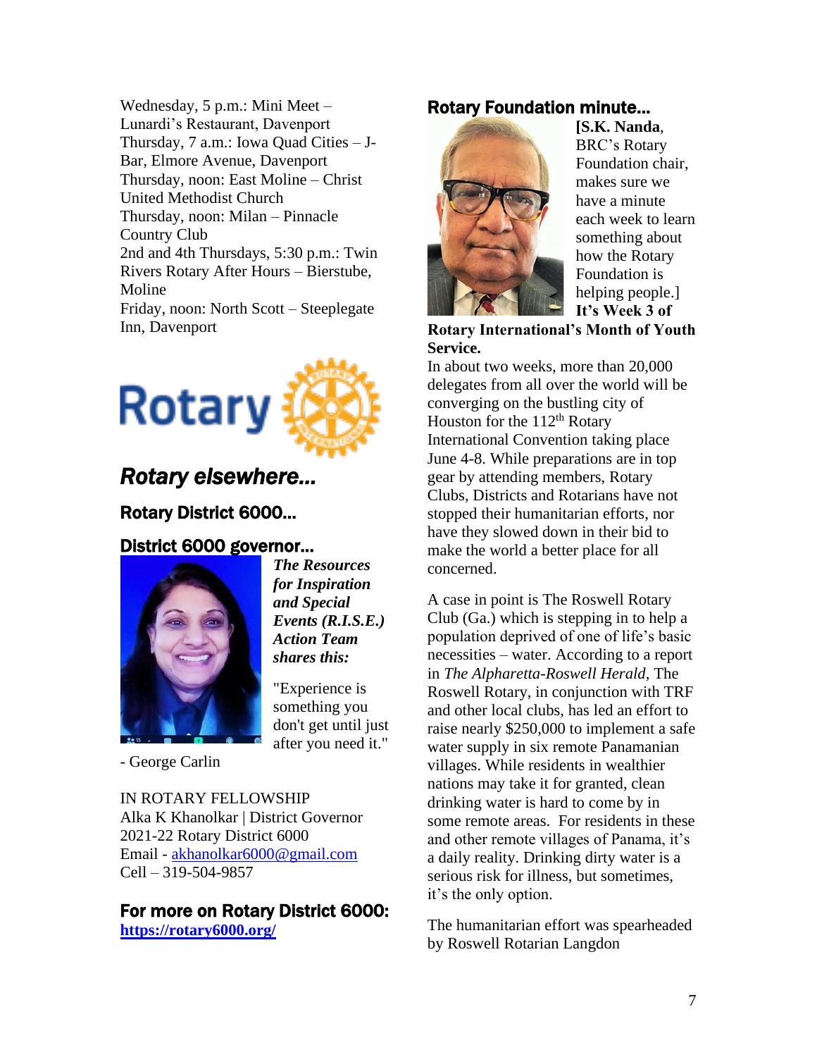Wednesday, 5 p.m.: Mini Meet – Lunardi's Restaurant, Davenport
Thursday, 7 a.m.: Iowa Quad Cities – J-Bar, Elmore Avenue, Davenport
Thursday, noon: East Moline – Christ United Methodist Church
Thursday, noon: Milan – Pinnacle Country Club
2nd and 4th Thursdays, 5:30 p.m.: Twin Rivers Rotary After Hours – Bierstube, Moline
Friday, noon: North Scott – Steeplegate Inn, Davenport

## *Rotary elsewhere…*

### Rotary District 6000…

### District 6000 governor…

***The Resources for Inspiration and Special Events (R.I.S.E.) Action Team shares this:***

"Experience is something you don't get until just after you need it."

- George Carlin

IN ROTARY FELLOWSHIP
Alka K Khanolkar | District Governor
2021-22 Rotary District 6000
Email - akhanolkar6000@gmail.com
Cell – 319-504-9857

### For more on Rotary District 6000:

**https://rotary6000.org/**

### Rotary Foundation minute…

**[S.K. Nanda**, BRC's Rotary Foundation chair, makes sure we have a minute each week to learn something about how the Rotary Foundation is helping people.]

**It's Week 3 of Rotary International's Month of Youth Service.**

In about two weeks, more than 20,000 delegates from all over the world will be converging on the bustling city of Houston for the 112th Rotary International Convention taking place June 4-8. While preparations are in top gear by attending members, Rotary Clubs, Districts and Rotarians have not stopped their humanitarian efforts, nor have they slowed down in their bid to make the world a better place for all concerned.

A case in point is The Roswell Rotary Club (Ga.) which is stepping in to help a population deprived of one of life's basic necessities – water. According to a report in *The Alpharetta-Roswell Herald*, The Roswell Rotary, in conjunction with TRF and other local clubs, has led an effort to raise nearly $250,000 to implement a safe water supply in six remote Panamanian villages. While residents in wealthier nations may take it for granted, clean drinking water is hard to come by in some remote areas. For residents in these and other remote villages of Panama, it's a daily reality. Drinking dirty water is a serious risk for illness, but sometimes, it's the only option.

The humanitarian effort was spearheaded by Roswell Rotarian Langdon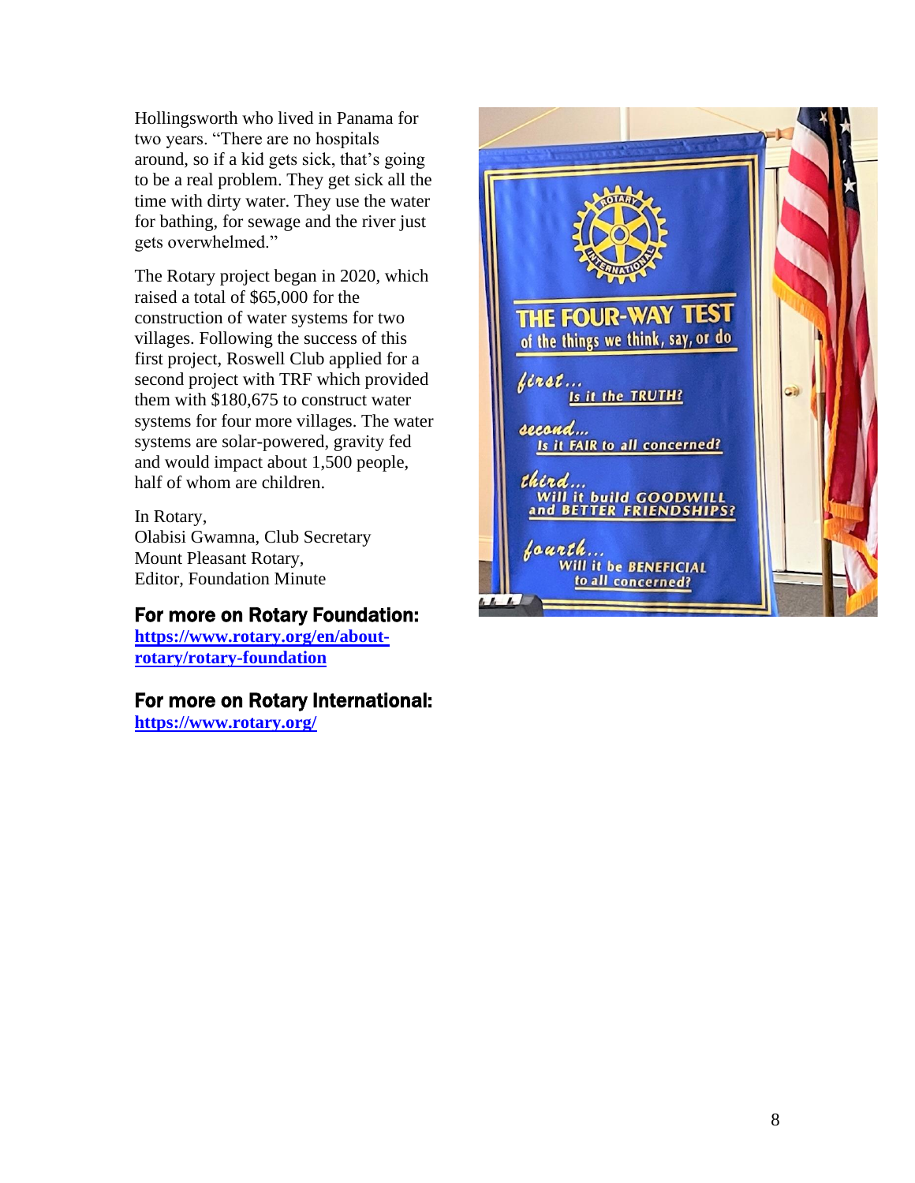Hollingsworth who lived in Panama for two years. "There are no hospitals around, so if a kid gets sick, that's going to be a real problem. They get sick all the time with dirty water. They use the water for bathing, for sewage and the river just gets overwhelmed."

The Rotary project began in 2020, which raised a total of $65,000 for the construction of water systems for two villages. Following the success of this first project, Roswell Club applied for a second project with TRF which provided them with $180,675 to construct water systems for four more villages. The water systems are solar-powered, gravity fed and would impact about 1,500 people, half of whom are children.

In Rotary,
Olabisi Gwamna, Club Secretary
Mount Pleasant Rotary,
Editor, Foundation Minute

**For more on Rotary Foundation:**
**https://www.rotary.org/en/about-rotary/rotary-foundation**

**For more on Rotary International:**
**https://www.rotary.org/**

ROTARY INTERNATIONAL

THE FOUR-WAY TEST
of the things we think, say, or do

first... Is it the TRUTH?

second... Is it FAIR to all concerned?

third... Will it build GOODWILL and BETTER FRIENDSHIPS?

fourth... Will it be BENEFICIAL to all concerned?